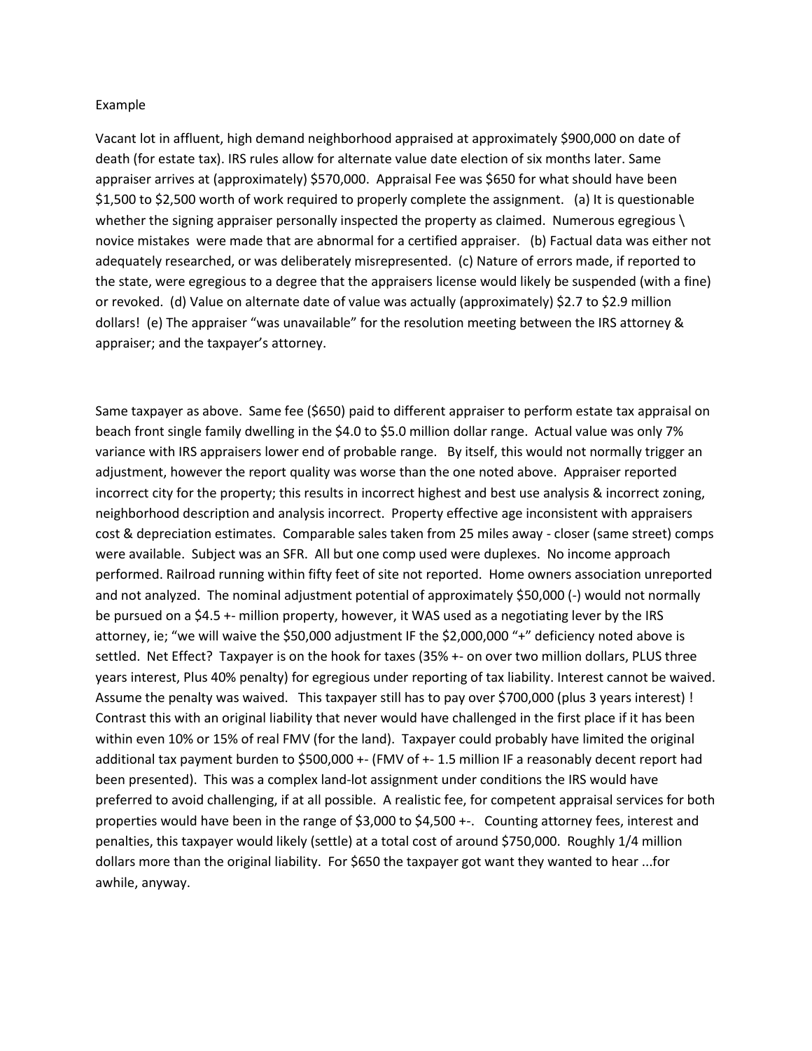Example

Vacant lot in affluent, high demand neighborhood appraised at approximately $900,000 on date of death (for estate tax). IRS rules allow for alternate value date election of six months later. Same appraiser arrives at (approximately) $570,000. Appraisal Fee was $650 for what should have been $1,500 to $2,500 worth of work required to properly complete the assignment. (a) It is questionable whether the signing appraiser personally inspected the property as claimed. Numerous egregious \ novice mistakes were made that are abnormal for a certified appraiser. (b) Factual data was either not adequately researched, or was deliberately misrepresented. (c) Nature of errors made, if reported to the state, were egregious to a degree that the appraisers license would likely be suspended (with a fine) or revoked. (d) Value on alternate date of value was actually (approximately) $2.7 to $2.9 million dollars! (e) The appraiser "was unavailable" for the resolution meeting between the IRS attorney & appraiser; and the taxpayer's attorney.

Same taxpayer as above. Same fee ($650) paid to different appraiser to perform estate tax appraisal on beach front single family dwelling in the $4.0 to $5.0 million dollar range. Actual value was only 7% variance with IRS appraisers lower end of probable range. By itself, this would not normally trigger an adjustment, however the report quality was worse than the one noted above. Appraiser reported incorrect city for the property; this results in incorrect highest and best use analysis & incorrect zoning, neighborhood description and analysis incorrect. Property effective age inconsistent with appraisers cost & depreciation estimates. Comparable sales taken from 25 miles away - closer (same street) comps were available. Subject was an SFR. All but one comp used were duplexes. No income approach performed. Railroad running within fifty feet of site not reported. Home owners association unreported and not analyzed. The nominal adjustment potential of approximately $50,000 (-) would not normally be pursued on a $4.5 +- million property, however, it WAS used as a negotiating lever by the IRS attorney, ie; "we will waive the $50,000 adjustment IF the $2,000,000 "+" deficiency noted above is settled. Net Effect? Taxpayer is on the hook for taxes (35% +- on over two million dollars, PLUS three years interest, Plus 40% penalty) for egregious under reporting of tax liability. Interest cannot be waived. Assume the penalty was waived. This taxpayer still has to pay over $700,000 (plus 3 years interest) ! Contrast this with an original liability that never would have challenged in the first place if it has been within even 10% or 15% of real FMV (for the land). Taxpayer could probably have limited the original additional tax payment burden to $500,000 +- (FMV of +- 1.5 million IF a reasonably decent report had been presented). This was a complex land-lot assignment under conditions the IRS would have preferred to avoid challenging, if at all possible. A realistic fee, for competent appraisal services for both properties would have been in the range of $3,000 to $4,500 +-. Counting attorney fees, interest and penalties, this taxpayer would likely (settle) at a total cost of around $750,000. Roughly 1/4 million dollars more than the original liability. For $650 the taxpayer got want they wanted to hear ...for awhile, anyway.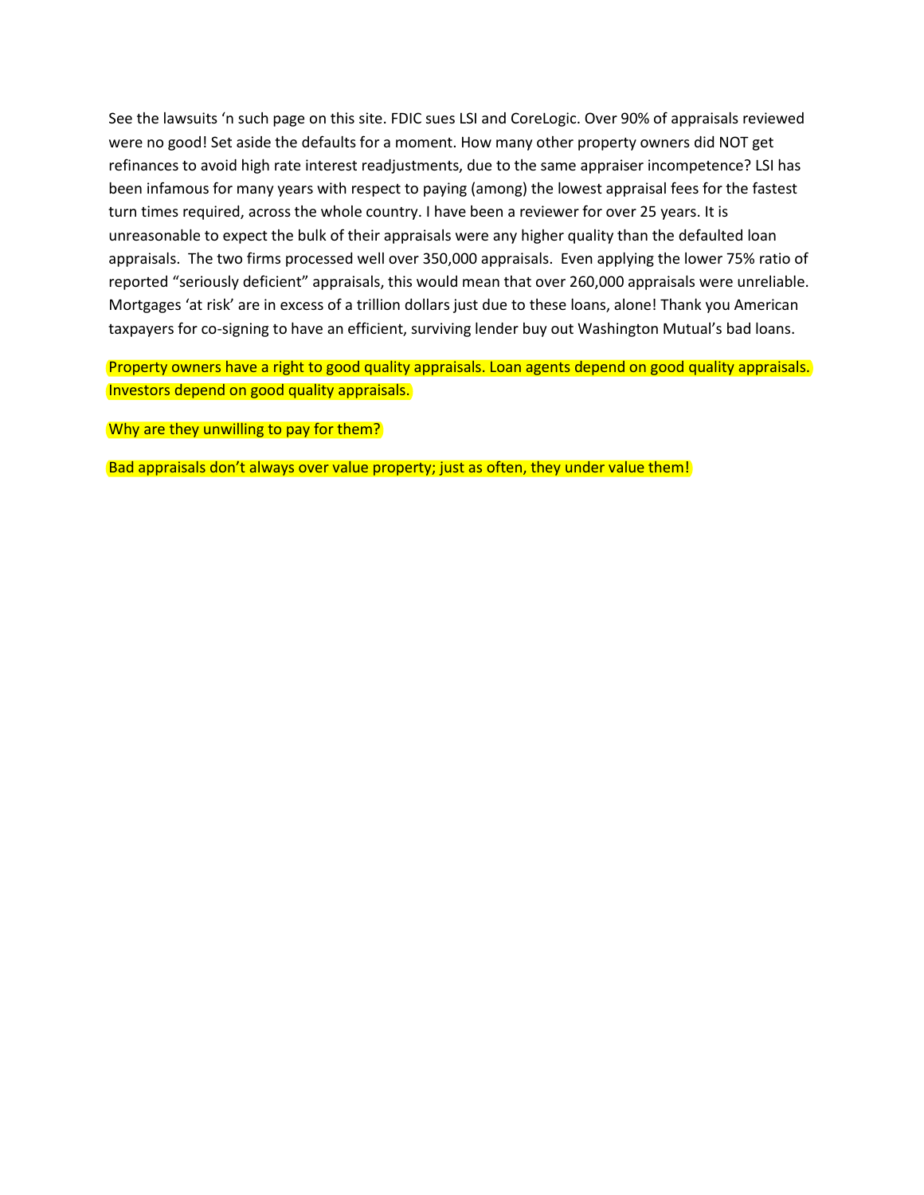See the lawsuits 'n such page on this site. FDIC sues LSI and CoreLogic. Over 90% of appraisals reviewed were no good! Set aside the defaults for a moment. How many other property owners did NOT get refinances to avoid high rate interest readjustments, due to the same appraiser incompetence? LSI has been infamous for many years with respect to paying (among) the lowest appraisal fees for the fastest turn times required, across the whole country. I have been a reviewer for over 25 years. It is unreasonable to expect the bulk of their appraisals were any higher quality than the defaulted loan appraisals. The two firms processed well over 350,000 appraisals. Even applying the lower 75% ratio of reported "seriously deficient" appraisals, this would mean that over 260,000 appraisals were unreliable. Mortgages 'at risk' are in excess of a trillion dollars just due to these loans, alone! Thank you American taxpayers for co-signing to have an efficient, surviving lender buy out Washington Mutual's bad loans.

Property owners have a right to good quality appraisals. Loan agents depend on good quality appraisals. Investors depend on good quality appraisals.

Why are they unwilling to pay for them?

Bad appraisals don't always over value property; just as often, they under value them!